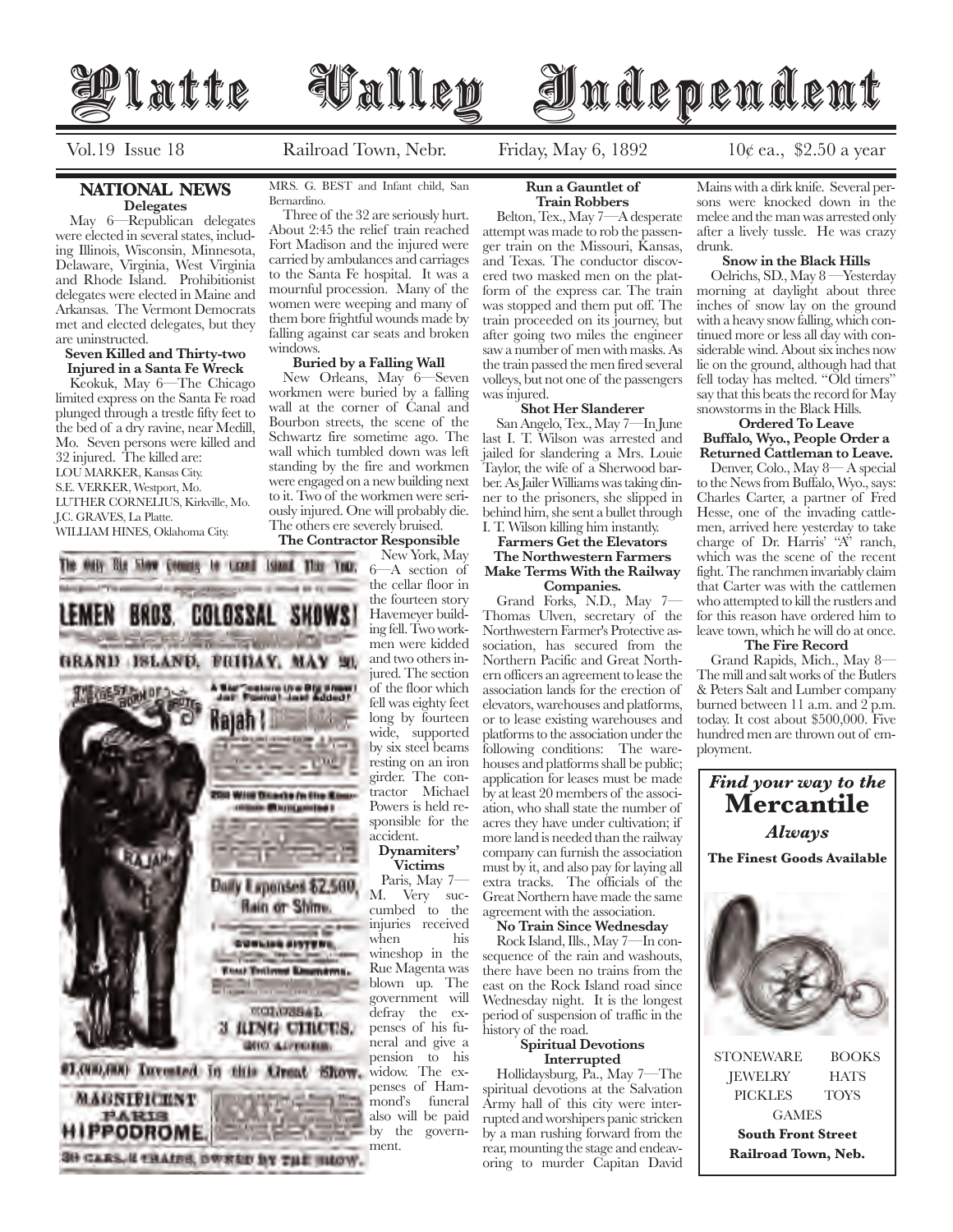# Platte Valley Independent

Vol.19 Issue 18 | Railroad Town, Nebr. | Friday, May 6, 1892 | 10¢ ea., $2.50 a year

## NATIONAL NEWS

### Delegates

May 6—Republican delegates were elected in several states, including Illinois, Wisconsin, Minnesota, Delaware, Virginia, West Virginia and Rhode Island. Prohibitionist delegates were elected in Maine and Arkansas. The Vermont Democrats met and elected delegates, but they are uninstructed.

### Seven Killed and Thirty-two Injured in a Santa Fe Wreck

Keokuk, May 6—The Chicago limited express on the Santa Fe road plunged through a trestle fifty feet to the bed of a dry ravine, near Medill, Mo. Seven persons were killed and 32 injured. The killed are:

LOU MARKER, Kansas City.
S.E. VERKER, Westport, Mo.
LUTHER CORNELIUS, Kirkville, Mo.
J.C. GRAVES, La Platte.
WILLIAM HINES, Oklahoma City.
MRS. G. BEST and Infant child, San Bernardino.

Three of the 32 are seriously hurt. About 2:45 the relief train reached Fort Madison and the injured were carried by ambulances and carriages to the Santa Fe hospital. It was a mournful procession. Many of the women were weeping and many of them bore frightful wounds made by falling against car seats and broken windows.

### Buried by a Falling Wall

New Orleans, May 6—Seven workmen were buried by a falling wall at the corner of Canal and Bourbon streets, the scene of the Schwartz fire sometime ago. The wall which tumbled down was left standing by the fire and workmen were engaged on a new building next to it. Two of the workmen were seriously injured. One will probably die. The others ere severely bruised.

### The Contractor Responsible

New York, May 6—A section of the cellar floor in the fourteen story Havemeyer building fell. Two workmen were kidded and two others injured. The section of the floor which fell was eighty feet long by fourteen wide, supported by six steel beams resting on an iron girder. The contractor Michael Powers is held responsible for the accident.

### Dynamiters' Victims

Paris, May 7—M. Very succumbed to the injuries received when his wineshop in the Rue Magenta was blown up. The government will defray the expenses of his funeral and give a pension to his widow. The expenses of Hammond's funeral also will be paid by the government.

The Only Big Show Coming to Grand Island This Year.

**LEMEN BROS. COLOSSAL SHOWS!**

**GRAND ISLAND, FRIDAY, MAY 20.**

The Biggest Born of Brutes — Rajah! — A Star Feature in the Big Show! Just Found—Just Added!

200 Wild Beasts in the Menagerie.

Daily Expenses $2,500, Rain or Shine.

Four Trained Elephants.

COLOSSAL 3 RING CIRCUS.

$1,000,000 Invested in this Great Show.

MAGNIFICENT PARIS HIPPODROME.

30 CARS, 2 TRAINS, OWNED BY THE SHOW.

### Run a Gauntlet of Train Robbers

Belton, Tex., May 7—A desperate attempt was made to rob the passenger train on the Missouri, Kansas, and Texas. The conductor discovered two masked men on the platform of the express car. The train was stopped and them put off. The train proceeded on its journey, but after going two miles the engineer saw a number of men with masks. As the train passed the men fired several volleys, but not one of the passengers was injured.

### Shot Her Slanderer

San Angelo, Tex., May 7—In June last I. T. Wilson was arrested and jailed for slandering a Mrs. Louie Taylor, the wife of a Sherwood barber. As Jailer Williams was taking dinner to the prisoners, she slipped in behind him, she sent a bullet through I. T. Wilson killing him instantly.

### Farmers Get the Elevators
### The Northwestern Farmers Make Terms With the Railway Companies.

Grand Forks, N.D., May 7—Thomas Ulven, secretary of the Northwestern Farmer's Protective association, has secured from the Northern Pacific and Great Northern officers an agreement to lease the association lands for the erection of elevators, warehouses and platforms, or to lease existing warehouses and platforms to the association under the following conditions: The warehouses and platforms shall be public; application for leases must be made by at least 20 members of the association, who shall state the number of acres they have under cultivation; if more land is needed than the railway company can furnish the association must by it, and also pay for laying all extra tracks. The officials of the Great Northern have made the same agreement with the association.

### No Train Since Wednesday

Rock Island, Ills., May 7—In consequence of the rain and washouts, there have been no trains from the east on the Rock Island road since Wednesday night. It is the longest period of suspension of traffic in the history of the road.

### Spiritual Devotions Interrupted

Hollidaysburg, Pa., May 7—The spiritual devotions at the Salvation Army hall of this city were interrupted and worshipers panic stricken by a man rushing forward from the rear, mounting the stage and endeavoring to murder Capitan David Mains with a dirk knife. Several persons were knocked down in the melee and the man was arrested only after a lively tussle. He was crazy drunk.

### Snow in the Black Hills

Oelrichs, SD., May 8—Yesterday morning at daylight about three inches of snow lay on the ground with a heavy snow falling, which continued more or less all day with considerable wind. About six inches now lie on the ground, although had that fell today has melted. "Old timers" say that this beats the record for May snowstorms in the Black Hills.

### Ordered To Leave
### Buffalo, Wyo., People Order a Returned Cattleman to Leave.

Denver, Colo., May 8—A special to the News from Buffalo, Wyo., says: Charles Carter, a partner of Fred Hesse, one of the invading cattlemen, arrived here yesterday to take charge of Dr. Harris' "A" ranch, which was the scene of the recent fight. The ranchmen invariably claim that Carter was with the cattlemen who attempted to kill the rustlers and for this reason have ordered him to leave town, which he will do at once.

### The Fire Record

Grand Rapids, Mich., May 8—The mill and salt works of the Butlers & Peters Salt and Lumber company burned between 11 a.m. and 2 p.m. today. It cost about $500,000. Five hundred men are thrown out of employment.

***Find your way to the***
**Mercantile**
***Always***

**The Finest Goods Available**

STONEWARE — BOOKS
JEWELRY — HATS
PICKLES — TOYS
GAMES

**South Front Street**
**Railroad Town, Neb.**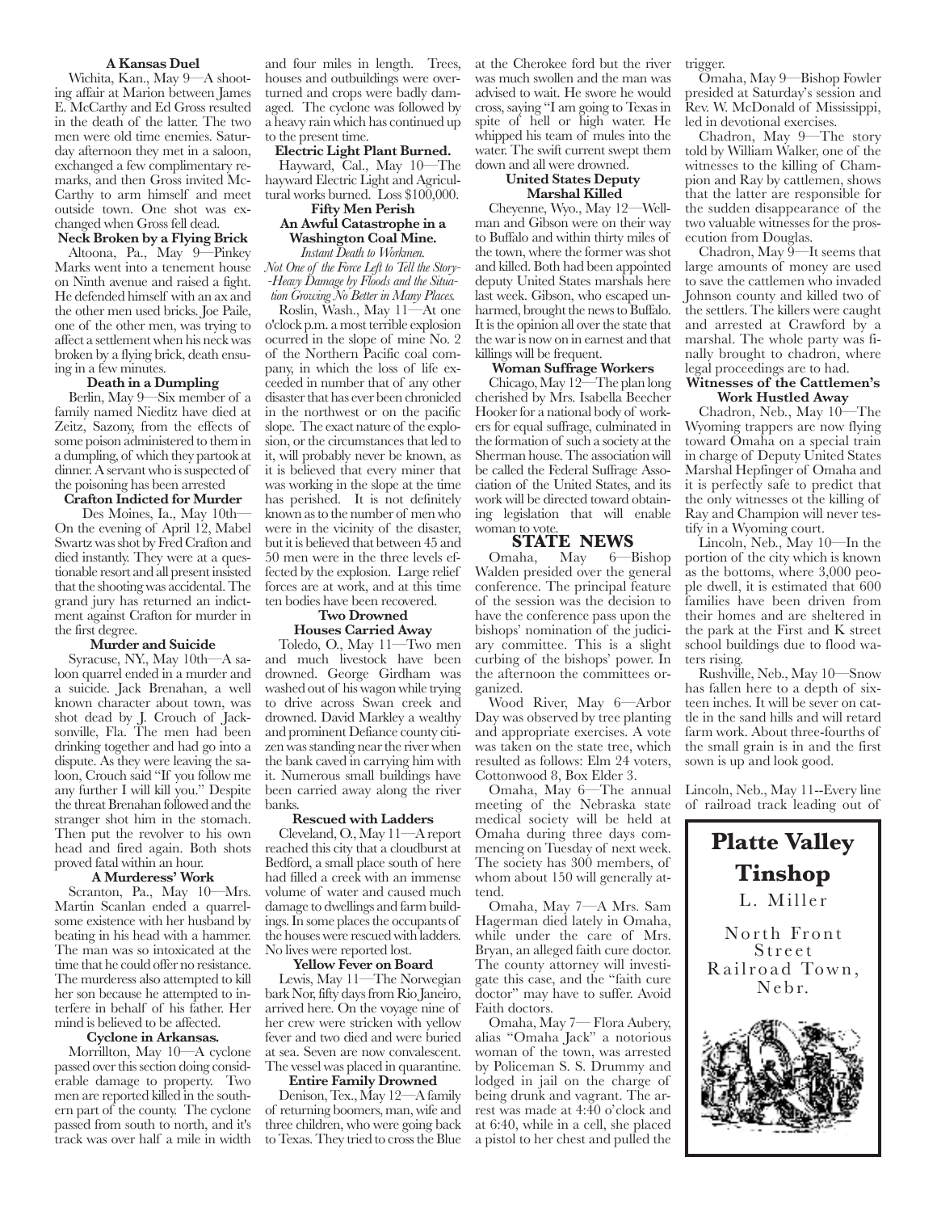### A Kansas Duel

Wichita, Kan., May 9—A shooting affair at Marion between James E. McCarthy and Ed Gross resulted in the death of the latter. The two men were old time enemies. Saturday afternoon they met in a saloon, exchanged a few complimentary remarks, and then Gross invited McCarthy to arm himself and meet outside town. One shot was exchanged when Gross fell dead.

### Neck Broken by a Flying Brick

Altoona, Pa., May 9—Pinkey Marks went into a tenement house on Ninth avenue and raised a fight. He defended himself with an ax and the other men used bricks. Joe Paile, one of the other men, was trying to affect a settlement when his neck was broken by a flying brick, death ensuing in a few minutes.

### Death in a Dumpling

Berlin, May 9—Six member of a family named Nieditz have died at Zeitz, Sazony, from the effects of some poison administered to them in a dumpling, of which they partook at dinner. A servant who is suspected of the poisoning has been arrested

### Crafton Indicted for Murder

Des Moines, Ia., May 10th—On the evening of April 12, Mabel Swartz was shot by Fred Crafton and died instantly. They were at a questionable resort and all present insisted that the shooting was accidental. The grand jury has returned an indictment against Crafton for murder in the first degree.

### Murder and Suicide

Syracuse, NY., May 10th—A saloon quarrel ended in a murder and a suicide. Jack Brenahan, a well known character about town, was shot dead by J. Crouch of Jacksonville, Fla. The men had been drinking together and had go into a dispute. As they were leaving the saloon, Crouch said "If you follow me any further I will kill you." Despite the threat Brenahan followed and the stranger shot him in the stomach. Then put the revolver to his own head and fired again. Both shots proved fatal within an hour.

### A Murderess' Work

Scranton, Pa., May 10—Mrs. Martin Scanlan ended a quarrelsome existence with her husband by beating in his head with a hammer. The man was so intoxicated at the time that he could offer no resistance. The murderess also attempted to kill her son because he attempted to interfere in behalf of his father. Her mind is believed to be affected.

### Cyclone in Arkansas.

Morrillton, May 10—A cyclone passed over this section doing considerable damage to property. Two men are reported killed in the southern part of the county. The cyclone passed from south to north, and it's track was over half a mile in width and four miles in length. Trees, houses and outbuildings were overturned and crops were badly damaged. The cyclone was followed by a heavy rain which has continued up to the present time.

### Electric Light Plant Burned.

Hayward, Cal., May 10—The hayward Electric Light and Agricultural works burned. Loss $100,000.

### Fifty Men Perish
### An Awful Catastrophe in a Washington Coal Mine.

*Instant Death to Workmen.*

*Not One of the Force Left to Tell the Story--Heavy Damage by Floods and the Situation Growing No Better in Many Places.*

Roslin, Wash., May 11—At one o'clock p.m. a most terrible explosion ocurred in the slope of mine No. 2 of the Northern Pacific coal company, in which the loss of life exceeded in number that of any other disaster that has ever been chronicled in the northwest or on the pacific slope. The exact nature of the explosion, or the circumstances that led to it, will probably never be known, as it is believed that every miner that was working in the slope at the time has perished. It is not definitely known as to the number of men who were in the vicinity of the disaster, but it is believed that between 45 and 50 men were in the three levels effected by the explosion. Large relief forces are at work, and at this time ten bodies have been recovered.

### Two Drowned
### Houses Carried Away

Toledo, O., May 11—Two men and much livestock have been drowned. George Girdham was washed out of his wagon while trying to drive across Swan creek and drowned. David Markley a wealthy and prominent Defiance county citizen was standing near the river when the bank caved in carrying him with it. Numerous small buildings have been carried away along the river banks.

### Rescued with Ladders

Cleveland, O., May 11—A report reached this city that a cloudburst at Bedford, a small place south of here had filled a creek with an immense volume of water and caused much damage to dwellings and farm buildings. In some places the occupants of the houses were rescued with ladders. No lives were reported lost.

### Yellow Fever on Board

Lewis, May 11—The Norwegian bark Nor, fifty days from Rio Janeiro, arrived here. On the voyage nine of her crew were stricken with yellow fever and two died and were buried at sea. Seven are now convalescent. The vessel was placed in quarantine.

### Entire Family Drowned

Denison, Tex., May 12—A family of returning boomers, man, wife and three children, who were going back to Texas. They tried to cross the Blue at the Cherokee ford but the river was much swollen and the man was advised to wait. He swore he would cross, saying "I am going to Texas in spite of hell or high water. He whipped his team of mules into the water. The swift current swept them down and all were drowned.

### United States Deputy Marshal Killed

Cheyenne, Wyo., May 12—Wellman and Gibson were on their way to Buffalo and within thirty miles of the town, where the former was shot and killed. Both had been appointed deputy United States marshals here last week. Gibson, who escaped unharmed, brought the news to Buffalo. It is the opinion all over the state that the war is now on in earnest and that killings will be frequent.

### Woman Suffrage Workers

Chicago, May 12—The plan long cherished by Mrs. Isabella Beecher Hooker for a national body of workers for equal suffrage, culminated in the formation of such a society at the Sherman house. The association will be called the Federal Suffrage Association of the United States, and its work will be directed toward obtaining legislation that will enable woman to vote.

## STATE NEWS

Omaha, May 6—Bishop Walden presided over the general conference. The principal feature of the session was the decision to have the conference pass upon the bishops' nomination of the judiciary committee. This is a slight curbing of the bishops' power. In the afternoon the committees organized.

Wood River, May 6—Arbor Day was observed by tree planting and appropriate exercises. A vote was taken on the state tree, which resulted as follows: Elm 24 voters, Cottonwood 8, Box Elder 3.

Omaha, May 6—The annual meeting of the Nebraska state medical society will be held at Omaha during three days commencing on Tuesday of next week. The society has 300 members, of whom about 150 will generally attend.

Omaha, May 7—A Mrs. Sam Hagerman died lately in Omaha, while under the care of Mrs. Bryan, an alleged faith cure doctor. The county attorney will investigate this case, and the "faith cure doctor" may have to suffer. Avoid Faith doctors.

Omaha, May 7— Flora Aubery, alias "Omaha Jack" a notorious woman of the town, was arrested by Policeman S. S. Drummy and lodged in jail on the charge of being drunk and vagrant. The arrest was made at 4:40 o'clock and at 6:40, while in a cell, she placed a pistol to her chest and pulled the trigger.

Omaha, May 9—Bishop Fowler presided at Saturday's session and Rev. W. McDonald of Mississippi, led in devotional exercises.

Chadron, May 9—The story told by William Walker, one of the witnesses to the killing of Champion and Ray by cattlemen, shows that the latter are responsible for the sudden disappearance of the two valuable witnesses for the prosecution from Douglas.

Chadron, May 9—It seems that large amounts of money are used to save the cattlemen who invaded Johnson county and killed two of the settlers. The killers were caught and arrested at Crawford by a marshal. The whole party was finally brought to chadron, where legal proceedings are to had.

### Witnesses of the Cattlemen's Work Hustled Away

Chadron, Neb., May 10—The Wyoming trappers are now flying toward Omaha on a special train in charge of Deputy United States Marshal Hepfinger of Omaha and it is perfectly safe to predict that the only witnesses ot the killing of Ray and Champion will never testify in a Wyoming court.

Lincoln, Neb., May 10—In the portion of the city which is known as the bottoms, where 3,000 people dwell, it is estimated that 600 families have been driven from their homes and are sheltered in the park at the First and K street school buildings due to flood waters rising.

Rushville, Neb., May 10—Snow has fallen here to a depth of sixteen inches. It will be sever on cattle in the sand hills and will retard farm work. About three-fourths of the small grain is in and the first sown is up and look good.

Lincoln, Neb., May 11--Every line of railroad track leading out of

**Platte Valley Tinshop**

L. Miller

North Front Street
Railroad Town, Nebr.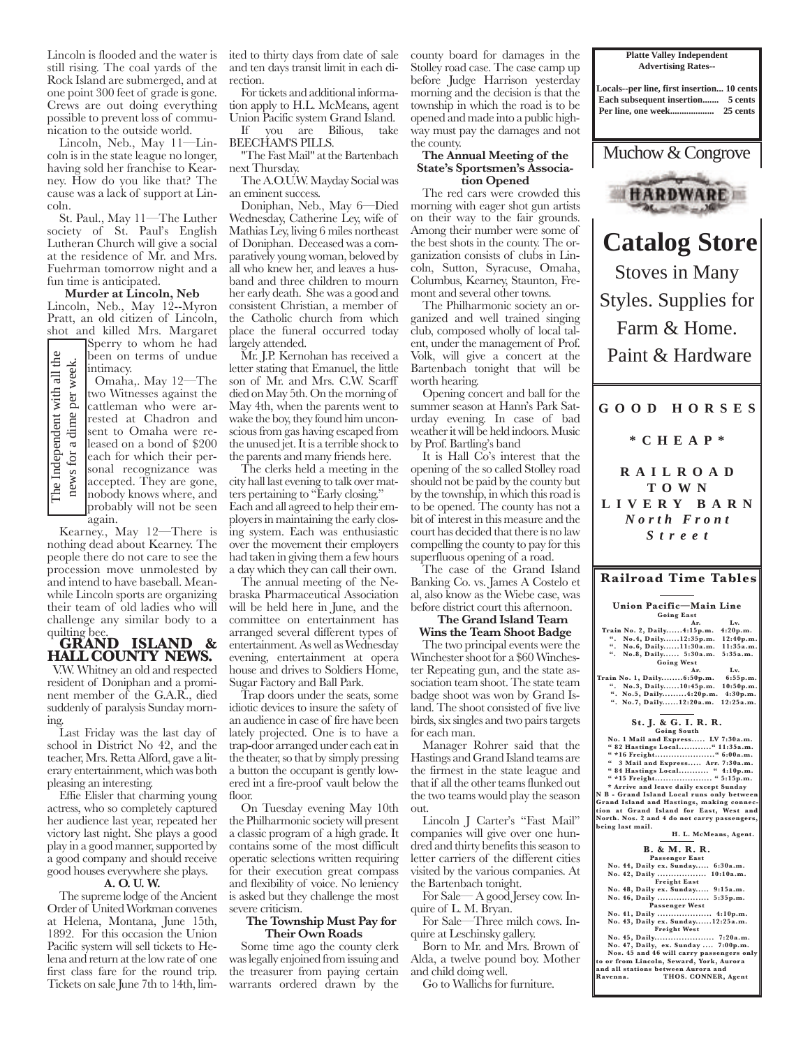Lincoln is flooded and the water is still rising. The coal yards of the Rock Island are submerged, and at one point 300 feet of grade is gone. Crews are out doing everything possible to prevent loss of communication to the outside world.

Lincoln, Neb., May 11—Lincoln is in the state league no longer, having sold her franchise to Kearney. How do you like that? The cause was a lack of support at Lincoln.

St. Paul., May 11—The Luther society of St. Paul's English Lutheran Church will give a social at the residence of Mr. and Mrs. Fuehrman tomorrow night and a fun time is anticipated.

**Murder at Lincoln, Neb**

Lincoln, Neb., May 12--Myron Pratt, an old citizen of Lincoln, shot and killed Mrs. Margaret Sperry to whom he had been on terms of undue intimacy.

The Independent with all the news for a dime per week.

Omaha,. May 12—The two Witnesses against the cattleman who were arrested at Chadron and sent to Omaha were released on a bond of $200 each for which their personal recognizance was accepted. They are gone, nobody knows where, and probably will not be seen again.

Kearney., May 12—There is nothing dead about Kearney. The people there do not care to see the procession move unmolested by and intend to have baseball. Meanwhile Lincoln sports are organizing their team of old ladies who will challenge any similar body to a quilting bee.

## GRAND ISLAND & HALL COUNTY NEWS.

V.W. Whitney an old and respected resident of Doniphan and a prominent member of the G.A.R., died suddenly of paralysis Sunday morning.

Last Friday was the last day of school in District No 42, and the teacher, Mrs. Retta Alford, gave a literary entertainment, which was both pleasing an interesting.

Effie Elisler that charming young actress, who so completely captured her audience last year, repeated her victory last night. She plays a good play in a good manner, supported by a good company and should receive good houses everywhere she plays.

**A. O. U. W.**

The supreme lodge of the Ancient Order of United Workman convenes at Helena, Montana, June 15th, 1892. For this occasion the Union Pacific system will sell tickets to Helena and return at the low rate of one first class fare for the round trip. Tickets on sale June 7th to 14th, limited to thirty days from date of sale and ten days transit limit in each direction.

For tickets and additional information apply to H.L. McMeans, agent Union Pacific system Grand Island.

If you are Bilious, take BEECHAM'S PILLS.

"The Fast Mail" at the Bartenbach next Thursday.

The A.O.U.W. Mayday Social was an eminent success.

Doniphan, Neb., May 6—Died Wednesday, Catherine Ley, wife of Mathias Ley, living 6 miles northeast of Doniphan. Deceased was a comparatively young woman, beloved by all who knew her, and leaves a husband and three children to mourn her early death. She was a good and consistent Christian, a member of the Catholic church from which place the funeral occurred today largely attended.

Mr. J.P. Kernohan has received a letter stating that Emanuel, the little son of Mr. and Mrs. C.W. Scarff died on May 5th. On the morning of May 4th, when the parents went to wake the boy, they found him unconscious from gas having escaped from the unused jet. It is a terrible shock to the parents and many friends here.

The clerks held a meeting in the city hall last evening to talk over matters pertaining to "Early closing." Each and all agreed to help their employers in maintaining the early closing system. Each was enthusiastic over the movement their employers had taken in giving them a few hours a day which they can call their own.

The annual meeting of the Nebraska Pharmaceutical Association will be held here in June, and the committee on entertainment has arranged several different types of entertainment. As well as Wednesday evening, entertainment at opera house and drives to Soldiers Home, Sugar Factory and Ball Park.

Trap doors under the seats, some idiotic devices to insure the safety of an audience in case of fire have been lately projected. One is to have a trap-door arranged under each eat in the theater, so that by simply pressing a button the occupant is gently lowered int a fire-proof vault below the floor.

On Tuesday evening May 10th the Philharmonic society will present a classic program of a high grade. It contains some of the most difficult operatic selections written requiring for their execution great compass and flexibility of voice. No leniency is asked but they challenge the most severe criticism.

**The Township Must Pay for Their Own Roads**

Some time ago the county clerk was legally enjoined from issuing and the treasurer from paying certain warrants ordered drawn by the county board for damages in the Stolley road case. The case camp up before Judge Harrison yesterday morning and the decision is that the township in which the road is to be opened and made into a public highway must pay the damages and not the county.

**The Annual Meeting of the State's Sportsmen's Association Opened**

The red cars were crowded this morning with eager shot gun artists on their way to the fair grounds. Among their number were some of the best shots in the county. The organization consists of clubs in Lincoln, Sutton, Syracuse, Omaha, Columbus, Kearney, Staunton, Fremont and several other towns.

The Philharmonic society an organized and well trained singing club, composed wholly of local talent, under the management of Prof. Volk, will give a concert at the Bartenbach tonight that will be worth hearing.

Opening concert and ball for the summer season at Hann's Park Saturday evening. In case of bad weather it will be held indoors. Music by Prof. Bartling's band

It is Hall Co's interest that the opening of the so called Stolley road should not be paid by the county but by the township, in which this road is to be opened. The county has not a bit of interest in this measure and the court has decided that there is no law compelling the county to pay for this superfluous opening of a road.

The case of the Grand Island Banking Co. vs. James A Costelo et al, also know as the Wiebe case, was before district court this afternoon.

**The Grand Island Team Wins the Team Shoot Badge**

The two principal events were the Winchester shoot for a $60 Winchester Repeating gun, and the state association team shoot. The state team badge shoot was won by Grand Island. The shoot consisted of five live birds, six singles and two pairs targets for each man.

Manager Rohrer said that the Hastings and Grand Island teams are the firmest in the state league and that if all the other teams flunked out the two teams would play the season out.

Lincoln J Carter's "Fast Mail" companies will give over one hundred and thirty benefits this season to letter carriers of the different cities visited by the various companies. At the Bartenbach tonight.

For Sale— A good Jersey cow. Inquire of L. M. Bryan.

For Sale—Three milch cows. Inquire at Leschinsky gallery.

Born to Mr. and Mrs. Brown of Alda, a twelve pound boy. Mother and child doing well.

Go to Wallichs for furniture.

**Platte Valley Independent Advertising Rates--**

**Locals--per line, first insertion... 10 cents**
**Each subsequent insertion....... 5 cents**
**Per line, one week.................. 25 cents**

Muchow & Congrove

HARDWARE

# Catalog Store

Stoves in Many Styles. Supplies for Farm & Home. Paint & Hardware

**GOOD HORSES**

**\*CHEAP\***

**RAILROAD TOWN LIVERY BARN**
***North Front Street***

## Railroad Time Tables

**Union Pacific—Main Line**

**Going East**

| | Ar. | Lv. |
|---|---|---|
| Train No. 2, Daily | 4:15p.m. | 4:20p.m. |
| ". No.4, Daily | 12:35p.m. | 12:40p.m. |
| ". No.6, Daily | 11:30a.m. | 11:35a.m. |
| ". No.8, Daily | 5:30a.m. | 5:35a.m. |

**Going West**

| | Ar. | Lv. |
|---|---|---|
| Train No. 1, Daily | 6:50p.m. | 6:55p.m. |
| ". No.3, Daily | 10:45p.m. | 10:50p.m. |
| ". No.5, Daily | 4:20p.m. | 4:30p.m. |
| ". No.7, Daily | 12:20a.m. | 12:25a.m. |

**St. J. & G. I. R. R.**

**Going South**

No. 1 Mail and Express..... LV 7:30a.m.
" 82 Hastings Local............" 11:35a.m.
" \*16 Freight......................" 6:00a.m.
" 3 Mail and Express..... Arr. 7:30a.m.
" 84 Hastings Local.......... " 4:10p.m.
" \*15 Freight...................... " 5:15p.m.

\* Arrive and leave daily except Sunday

N B - Grand Island Local runs only between Grand Island and Hastings, making connection at Grand Island for East, West and North. Nos. 2 and 4 do not carry passengers, being last mail.

H. L. McMeans, Agent.

**B. & M. R. R.**

**Passenger East**

No. 44, Daily ex. Sunday..... 6:30a.m.
No. 42, Daily .................. 10:10a.m.

**Freight East**

No. 48, Daily ex. Sunday..... 9:15a.m.
No. 46, Daily .................. 5:35p.m.

**Passenger West**

No. 41, Daily .................... 4:10p.m.
No. 43, Daily ex. Sunday......12:25a.m.

**Freight West**

No. 45, Daily...................... 7:20a.m.
No. 47, Daily, ex. Sunday .... 7:00p.m.

Nos. 45 and 46 will carry passengers only to or from Lincoln, Seward, York, Aurora and all stations between Aurora and Ravenna.

THOS. CONNER, Agent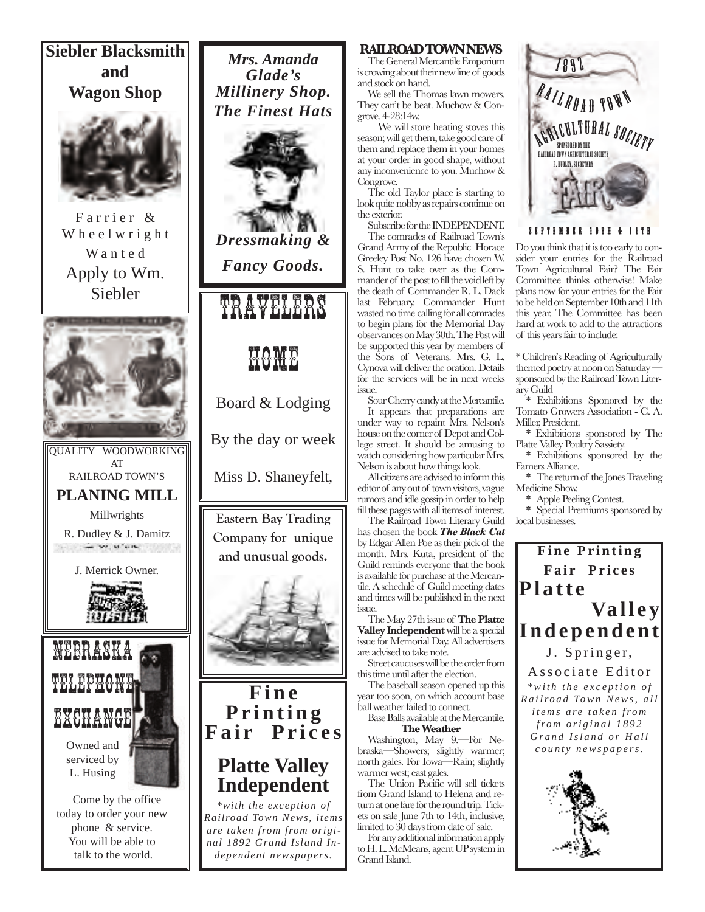## Siebler Blacksmith and Wagon Shop

Farrier & Wheelwright Wanted

Apply to Wm. Siebler

QUALITY WOODWORKING AT RAILROAD TOWN'S

## PLANING MILL

Millwrights

R. Dudley & J. Damitz

J. Merrick Owner.

## NEBRASKA TELEPHONE EXCHANGE

Owned and serviced by L. Husing

Come by the office today to order your new phone & service. You will be able to talk to the world.

## *Mrs. Amanda Glade's Millinery Shop. The Finest Hats*

***Dressmaking & Fancy Goods.***

## TRAVELERS HOME

Board & Lodging

By the day or week

Miss D. Shaneyfelt,

**Eastern Bay Trading Company for unique and unusual goods.**

## Fine Printing Fair Prices

## Platte Valley Independent

*\*with the exception of Railroad Town News, items are taken from from original 1892 Grand Island Independent newspapers.*

## RAILROAD TOWN NEWS

The General Mercantile Emporium is crowing about their new line of goods and stock on hand.

We sell the Thomas lawn mowers. They can't be beat. Muchow & Congrove. 4-28:14w.

We will store heating stoves this season; will get them, take good care of them and replace them in your homes at your order in good shape, without any inconvenience to you. Muchow & Congrove.

The old Taylor place is starting to look quite nobby as repairs continue on the exterior.

Subscribe for the INDEPENDENT.

The comrades of Railroad Town's Grand Army of the Republic Horace Greeley Post No. 126 have chosen W. S. Hunt to take over as the Commander of the post to fill the void left by the death of Commander R. L. Dack last February. Commander Hunt wasted no time calling for all comrades to begin plans for the Memorial Day observances on May 30th. The Post will be supported this year by members of the Sons of Veterans. Mrs. G. L. Cynova will deliver the oration. Details for the services will be in next weeks issue.

Sour Cherry candy at the Mercantile.

It appears that preparations are under way to repaint Mrs. Nelson's house on the corner of Depot and College street. It should be amusing to watch considering how particular Mrs. Nelson is about how things look.

All citizens are advised to inform this editor of any out of town visitors, vague rumors and idle gossip in order to help fill these pages with all items of interest.

The Railroad Town Literary Guild has chosen the book ***The Black Cat*** by Edgar Allen Poe as their pick of the month. Mrs. Kuta, president of the Guild reminds everyone that the book is available for purchase at the Mercantile. A schedule of Guild meeting dates and times will be published in the next issue.

The May 27th issue of **The Platte Valley Independent** will be a special issue for Memorial Day. All advertisers are advised to take note.

Street caucuses will be the order from this time until after the election.

The baseball season opened up this year too soon, on which account base ball weather failed to connect.

Base Balls available at the Mercantile.

**The Weather**

Washington, May 9.—For Nebraska—Showers; slightly warmer; north gales. For Iowa—Rain; slightly warmer west; east gales.

The Union Pacific will sell tickets from Grand Island to Helena and return at one fare for the round trip. Tickets on sale June 7th to 14th, inclusive, limited to 30 days from date of sale.

For any additional information apply to H. L. McMeans, agent UP system in Grand Island.

1892 RAILROAD TOWN AGRICULTURAL SOCIETY

SPONSORED BY THE RAILROAD TOWN AGRICULTURAL SOCIETY

R. DUDLEY, SECRETARY

FAIR

SEPTEMBER 10TH & 11TH

Do you think that it is too early to consider your entries for the Railroad Town Agricultural Fair? The Fair Committee thinks otherwise! Make plans now for your entries for the Fair to be held on September 10th and 11th this year. The Committee has been hard at work to add to the attractions of this years fair to include:

* Children's Reading of Agriculturally themed poetry at noon on Saturday—sponsored by the Railroad Town Literary Guild
* Exhibitions Sponored by the Tomato Growers Association - C. A. Miller, President.
* Exhibitions sponsored by The Platte Valley Poultry Sassiety.
* Exhibitions sponsored by the Famers Alliance.
* The return of the Jones Traveling Medicine Show.
* Apple Peeling Contest.
* Special Premiums sponsored by local businesses.

## Fine Printing Fair Prices

## Platte Valley Independent

J. Springer, Associate Editor

*\*with the exception of Railroad Town News, all items are taken from from original 1892 Grand Island or Hall county newspapers.*